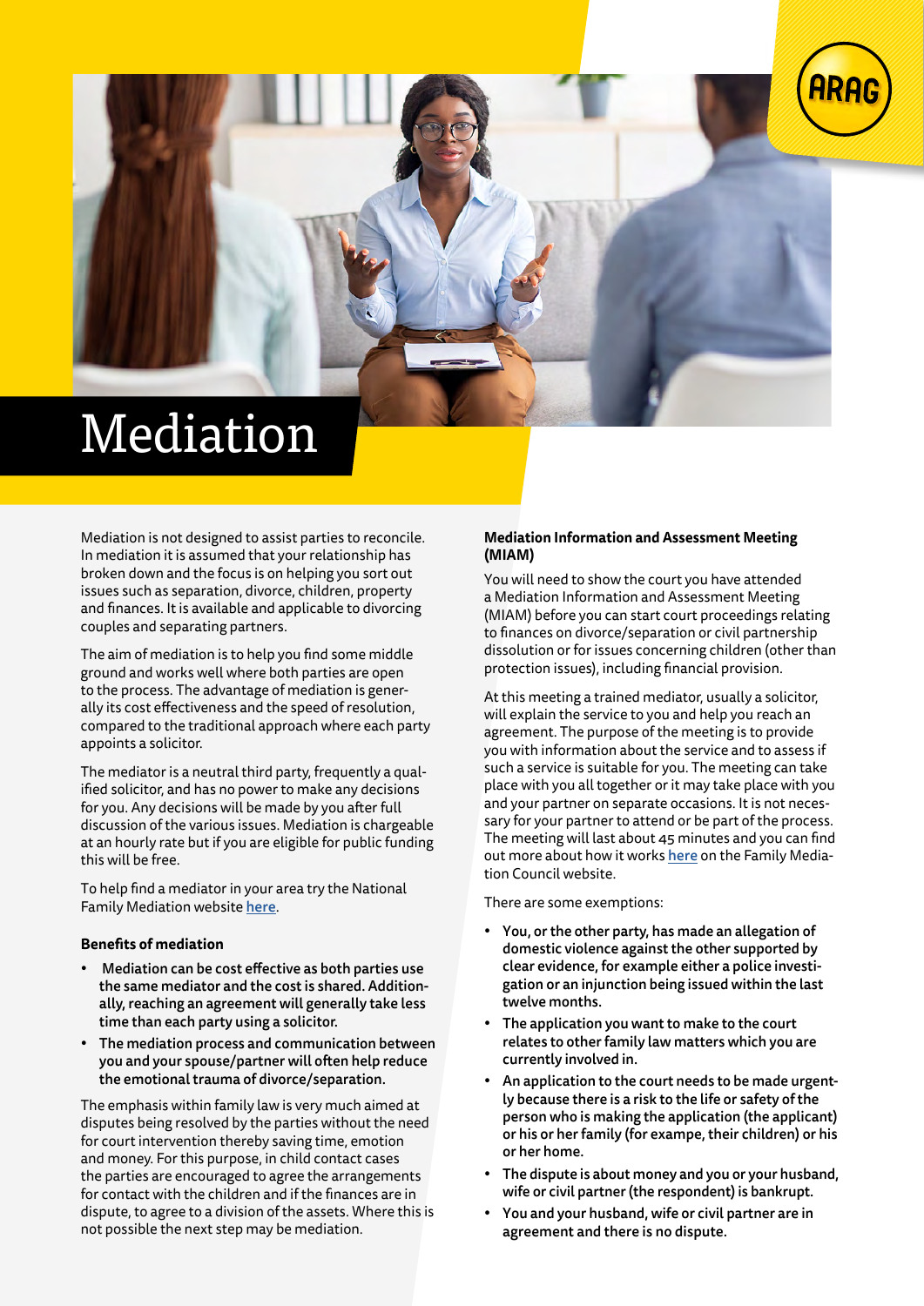# Mediation

Mediation is not designed to assist parties to reconcile. In mediation it is assumed that your relationship has broken down and the focus is on helping you sort out issues such as separation, divorce, children, property and finances. It is available and applicable to divorcing couples and separating partners.

The aim of mediation is to help you find some middle ground and works well where both parties are open to the process. The advantage of mediation is generally its cost effectiveness and the speed of resolution, compared to the traditional approach where each party appoints a solicitor.

The mediator is a neutral third party, frequently a qualified solicitor, and has no power to make any decisions for you. Any decisions will be made by you after full discussion of the various issues. Mediation is chargeable at an hourly rate but if you are eligible for public funding this will be free.

To help find a mediator in your area try the National Family Mediation website **here**.

### Benefits of mediation

- **Mediation can be cost effective as both parties use the same mediator and the cost is shared. Additionally, reaching an agreement will generally take less time than each party using a solicitor.**
- **The mediation process and communication between you and your spouse/partner will often help reduce the emotional trauma of divorce/separation.**

The emphasis within family law is very much aimed at disputes being resolved by the parties without the need for court intervention thereby saving time, emotion and money. For this purpose, in child contact cases the parties are encouraged to agree the arrangements for contact with the children and if the finances are in dispute, to agree to a division of the assets. Where this is not possible the next step may be mediation.

### Mediation Information and Assessment Meeting (MIAM)

You will need to show the court you have attended a Mediation Information and Assessment Meeting (MIAM) before you can start court proceedings relating to finances on divorce/separation or civil partnership dissolution or for issues concerning children (other than protection issues), including financial provision.

At this meeting a trained mediator, usually a solicitor, will explain the service to you and help you reach an agreement. The purpose of the meeting is to provide you with information about the service and to assess if such a service is suitable for you. The meeting can take place with you all together or it may take place with you and your partner on separate occasions. It is not necessary for your partner to attend or be part of the process. The meeting will last about 45 minutes and you can find out more about how it works **here** on the Family Mediation Council website.

There are some exemptions:

- **You, or the other party, has made an allegation of domestic violence against the other supported by clear evidence, for example either a police investigation or an injunction being issued within the last twelve months.**
- **The application you want to make to the court relates to other family law matters which you are currently involved in.**
- **An application to the court needs to be made urgently because there is a risk to the life or safety of the person who is making the application (the applicant) or his or her family (for exampe, their children) or his or her home.**
- **The dispute is about money and you or your husband, wife or civil partner (the respondent) is bankrupt.**
- **You and your husband, wife or civil partner are in agreement and there is no dispute.**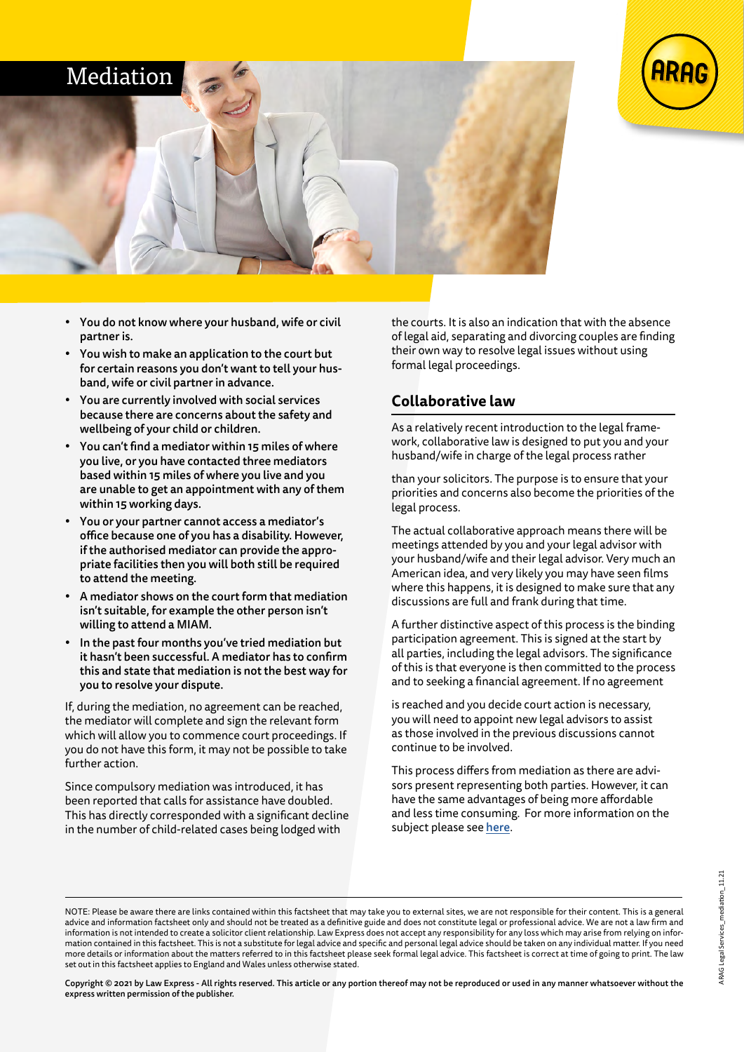# Mediation

- You do not know where your husband, wife or civil partner is.
- You wish to make an application to the court but for certain reasons you don't want to tell your husband, wife or civil partner in advance.
- You are currently involved with social services because there are concerns about the safety and wellbeing of your child or children.
- You can't find a mediator within 15 miles of where you live, or you have contacted three mediators based within 15 miles of where you live and you are unable to get an appointment with any of them within 15 working days.
- You or your partner cannot access a mediator's office because one of you has a disability. However, if the authorised mediator can provide the appropriate facilities then you will both still be required to attend the meeting.
- A mediator shows on the court form that mediation isn't suitable, for example the other person isn't willing to attend a MIAM.
- In the past four months you've tried mediation but it hasn't been successful. A mediator has to confirm this and state that mediation is not the best way for you to resolve your dispute.

If, during the mediation, no agreement can be reached, the mediator will complete and sign the relevant form which will allow you to commence court proceedings. If you do not have this form, it may not be possible to take further action.

Since compulsory mediation was introduced, it has been reported that calls for assistance have doubled. This has directly corresponded with a significant decline in the number of child-related cases being lodged with the courts. It is also an indication that with the absence of legal aid, separating and divorcing couples are finding their own way to resolve legal issues without using formal legal proceedings.

## Collaborative law

As a relatively recent introduction to the legal framework, collaborative law is designed to put you and your husband/wife in charge of the legal process rather than your solicitors. The purpose is to ensure that your priorities and concerns also become the priorities of the legal process.

The actual collaborative approach means there will be meetings attended by you and your legal advisor with your husband/wife and their legal advisor. Very much an American idea, and very likely you may have seen films where this happens, it is designed to make sure that any discussions are full and frank during that time.

A further distinctive aspect of this process is the binding participation agreement. This is signed at the start by all parties, including the legal advisors. The significance of this is that everyone is then committed to the process and to seeking a financial agreement. If no agreement is reached and you decide court action is necessary, you will need to appoint new legal advisors to assist as those involved in the previous discussions cannot continue to be involved.

This process differs from mediation as there are advisors present representing both parties. However, it can have the same advantages of being more affordable and less time consuming. For more information on the subject please see [here](#).

NOTE: Please be aware there are links contained within this factsheet that may take you to external sites, we are not responsible for their content. This is a general advice and information factsheet only and should not be treated as a definitive guide and does not constitute legal or professional advice. We are not a law firm and information is not intended to create a solicitor client relationship. Law Express does not accept any responsibility for any loss which may arise from relying on information contained in this factsheet. This is not a substitute for legal advice and specific and personal legal advice should be taken on any individual matter. If you need more details or information about the matters referred to in this factsheet please seek formal legal advice. This factsheet is correct at time of going to print. The law set out in this factsheet applies to England and Wales unless otherwise stated.

**Copyright © 2021 by Law Express - All rights reserved. This article or any portion thereof may not be reproduced or used in any manner whatsoever without the express written permission of the publisher.**

ARAG Legal Services_mediation_11.21